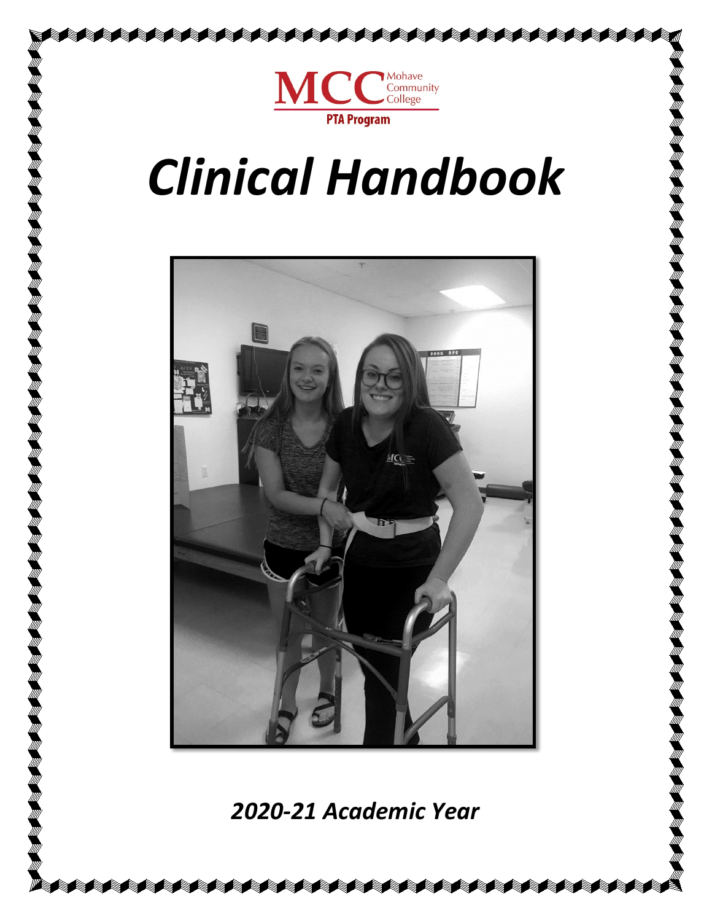MCC Mohave Community College

PTA Program

# *Clinical Handbook*

## *2020-21 Academic Year*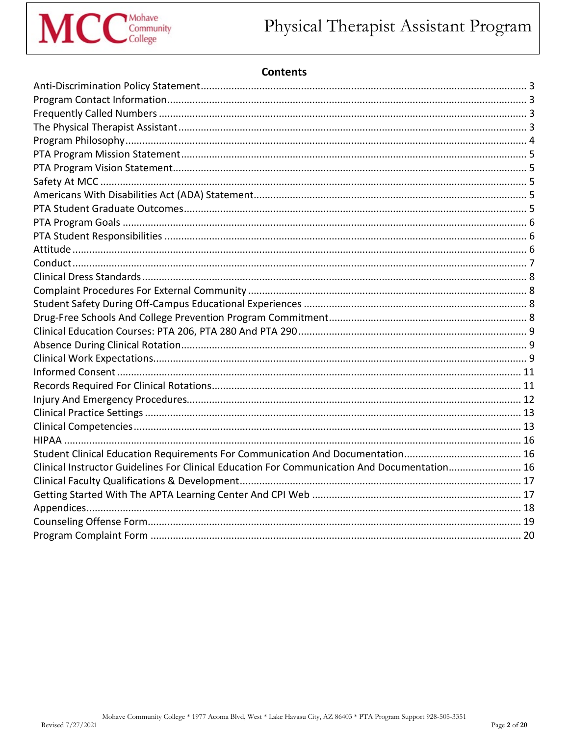## Contents

| | |
|---|---|
| Anti-Discrimination Policy Statement | 3 |
| Program Contact Information | 3 |
| Frequently Called Numbers | 3 |
| The Physical Therapist Assistant | 3 |
| Program Philosophy | 4 |
| PTA Program Mission Statement | 5 |
| PTA Program Vision Statement | 5 |
| Safety At MCC | 5 |
| Americans With Disabilities Act (ADA) Statement | 5 |
| PTA Student Graduate Outcomes | 5 |
| PTA Program Goals | 6 |
| PTA Student Responsibilities | 6 |
| Attitude | 6 |
| Conduct | 7 |
| Clinical Dress Standards | 8 |
| Complaint Procedures For External Community | 8 |
| Student Safety During Off-Campus Educational Experiences | 8 |
| Drug-Free Schools And College Prevention Program Commitment | 8 |
| Clinical Education Courses: PTA 206, PTA 280 And PTA 290 | 9 |
| Absence During Clinical Rotation | 9 |
| Clinical Work Expectations | 9 |
| Informed Consent | 11 |
| Records Required For Clinical Rotations | 11 |
| Injury And Emergency Procedures | 12 |
| Clinical Practice Settings | 13 |
| Clinical Competencies | 13 |
| HIPAA | 16 |
| Student Clinical Education Requirements For Communication And Documentation | 16 |
| Clinical Instructor Guidelines For Clinical Education For Communication And Documentation | 16 |
| Clinical Faculty Qualifications & Development | 17 |
| Getting Started With The APTA Learning Center And CPI Web | 17 |
| Appendices | 18 |
| Counseling Offense Form | 19 |
| Program Complaint Form | 20 |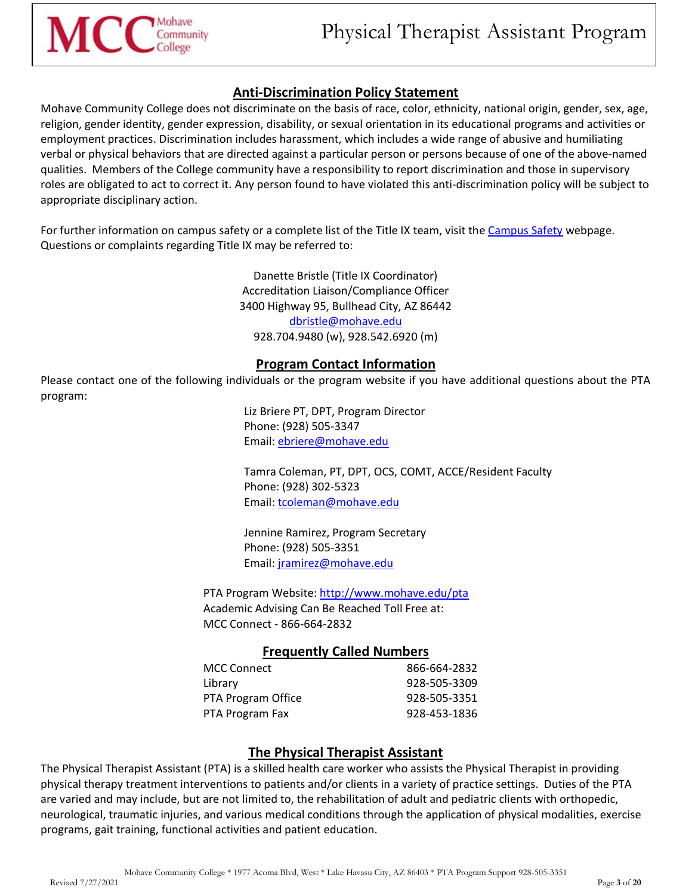## Anti-Discrimination Policy Statement

Mohave Community College does not discriminate on the basis of race, color, ethnicity, national origin, gender, sex, age, religion, gender identity, gender expression, disability, or sexual orientation in its educational programs and activities or employment practices. Discrimination includes harassment, which includes a wide range of abusive and humiliating verbal or physical behaviors that are directed against a particular person or persons because of one of the above-named qualities. Members of the College community have a responsibility to report discrimination and those in supervisory roles are obligated to act to correct it. Any person found to have violated this anti-discrimination policy will be subject to appropriate disciplinary action.

For further information on campus safety or a complete list of the Title IX team, visit the Campus Safety webpage. Questions or complaints regarding Title IX may be referred to:

Danette Bristle (Title IX Coordinator)
Accreditation Liaison/Compliance Officer
3400 Highway 95, Bullhead City, AZ 86442
dbristle@mohave.edu
928.704.9480 (w), 928.542.6920 (m)

## Program Contact Information

Please contact one of the following individuals or the program website if you have additional questions about the PTA program:

Liz Briere PT, DPT, Program Director
Phone: (928) 505-3347
Email: ebriere@mohave.edu

Tamra Coleman, PT, DPT, OCS, COMT, ACCE/Resident Faculty
Phone: (928) 302-5323
Email: tcoleman@mohave.edu

Jennine Ramirez, Program Secretary
Phone: (928) 505-3351
Email: jramirez@mohave.edu

PTA Program Website: http://www.mohave.edu/pta
Academic Advising Can Be Reached Toll Free at:
MCC Connect - 866-664-2832

## Frequently Called Numbers

| | |
|---|---|
| MCC Connect | 866-664-2832 |
| Library | 928-505-3309 |
| PTA Program Office | 928-505-3351 |
| PTA Program Fax | 928-453-1836 |

## The Physical Therapist Assistant

The Physical Therapist Assistant (PTA) is a skilled health care worker who assists the Physical Therapist in providing physical therapy treatment interventions to patients and/or clients in a variety of practice settings. Duties of the PTA are varied and may include, but are not limited to, the rehabilitation of adult and pediatric clients with orthopedic, neurological, traumatic injuries, and various medical conditions through the application of physical modalities, exercise programs, gait training, functional activities and patient education.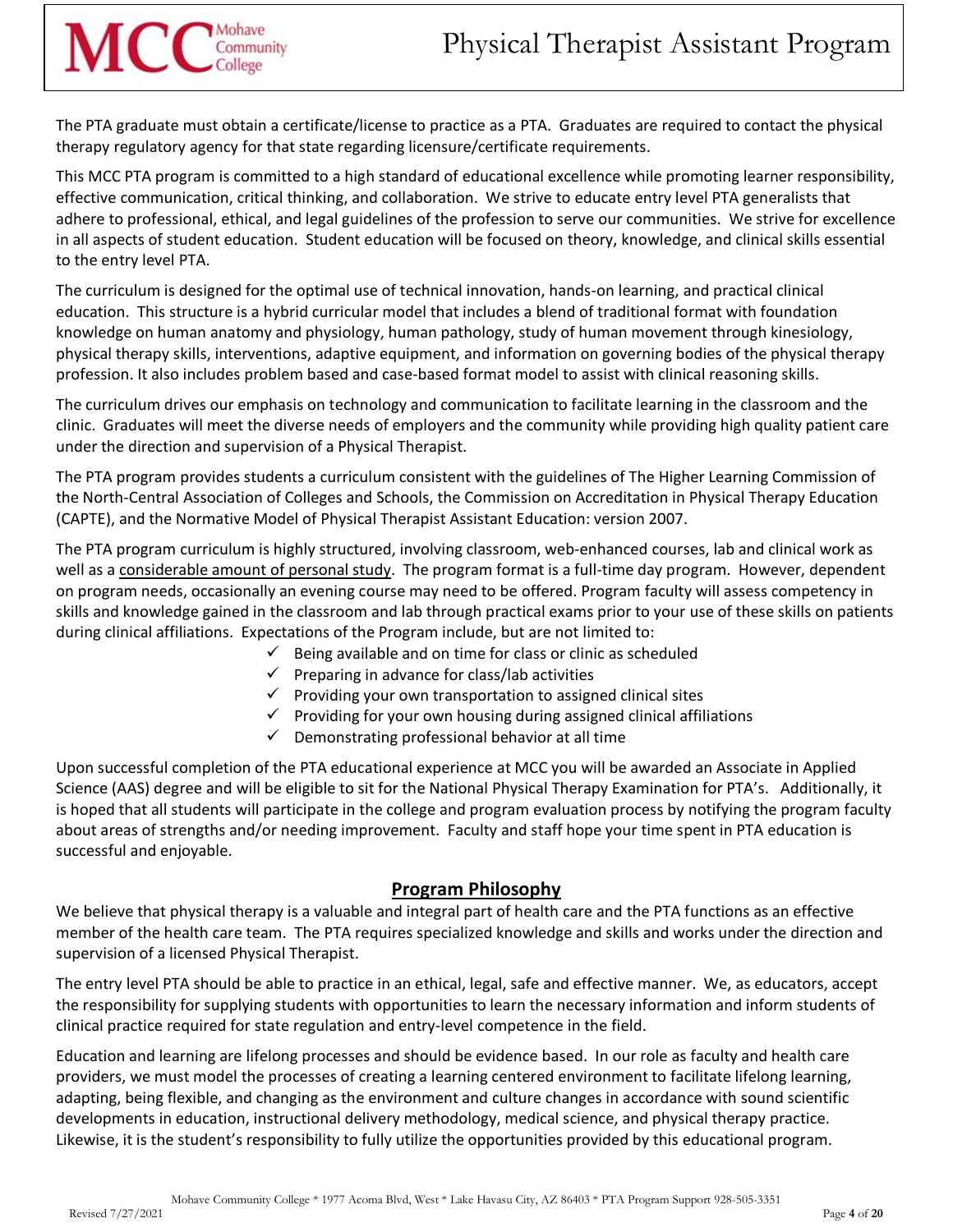The PTA graduate must obtain a certificate/license to practice as a PTA. Graduates are required to contact the physical therapy regulatory agency for that state regarding licensure/certificate requirements.

This MCC PTA program is committed to a high standard of educational excellence while promoting learner responsibility, effective communication, critical thinking, and collaboration. We strive to educate entry level PTA generalists that adhere to professional, ethical, and legal guidelines of the profession to serve our communities. We strive for excellence in all aspects of student education. Student education will be focused on theory, knowledge, and clinical skills essential to the entry level PTA.

The curriculum is designed for the optimal use of technical innovation, hands-on learning, and practical clinical education. This structure is a hybrid curricular model that includes a blend of traditional format with foundation knowledge on human anatomy and physiology, human pathology, study of human movement through kinesiology, physical therapy skills, interventions, adaptive equipment, and information on governing bodies of the physical therapy profession. It also includes problem based and case-based format model to assist with clinical reasoning skills.

The curriculum drives our emphasis on technology and communication to facilitate learning in the classroom and the clinic. Graduates will meet the diverse needs of employers and the community while providing high quality patient care under the direction and supervision of a Physical Therapist.

The PTA program provides students a curriculum consistent with the guidelines of The Higher Learning Commission of the North-Central Association of Colleges and Schools, the Commission on Accreditation in Physical Therapy Education (CAPTE), and the Normative Model of Physical Therapist Assistant Education: version 2007.

The PTA program curriculum is highly structured, involving classroom, web-enhanced courses, lab and clinical work as well as a <u>considerable amount of personal study</u>. The program format is a full-time day program. However, dependent on program needs, occasionally an evening course may need to be offered. Program faculty will assess competency in skills and knowledge gained in the classroom and lab through practical exams prior to your use of these skills on patients during clinical affiliations. Expectations of the Program include, but are not limited to:

- ✓ Being available and on time for class or clinic as scheduled
- ✓ Preparing in advance for class/lab activities
- ✓ Providing your own transportation to assigned clinical sites
- ✓ Providing for your own housing during assigned clinical affiliations
- ✓ Demonstrating professional behavior at all time

Upon successful completion of the PTA educational experience at MCC you will be awarded an Associate in Applied Science (AAS) degree and will be eligible to sit for the National Physical Therapy Examination for PTA's. Additionally, it is hoped that all students will participate in the college and program evaluation process by notifying the program faculty about areas of strengths and/or needing improvement. Faculty and staff hope your time spent in PTA education is successful and enjoyable.

## Program Philosophy

We believe that physical therapy is a valuable and integral part of health care and the PTA functions as an effective member of the health care team. The PTA requires specialized knowledge and skills and works under the direction and supervision of a licensed Physical Therapist.

The entry level PTA should be able to practice in an ethical, legal, safe and effective manner. We, as educators, accept the responsibility for supplying students with opportunities to learn the necessary information and inform students of clinical practice required for state regulation and entry-level competence in the field.

Education and learning are lifelong processes and should be evidence based. In our role as faculty and health care providers, we must model the processes of creating a learning centered environment to facilitate lifelong learning, adapting, being flexible, and changing as the environment and culture changes in accordance with sound scientific developments in education, instructional delivery methodology, medical science, and physical therapy practice. Likewise, it is the student's responsibility to fully utilize the opportunities provided by this educational program.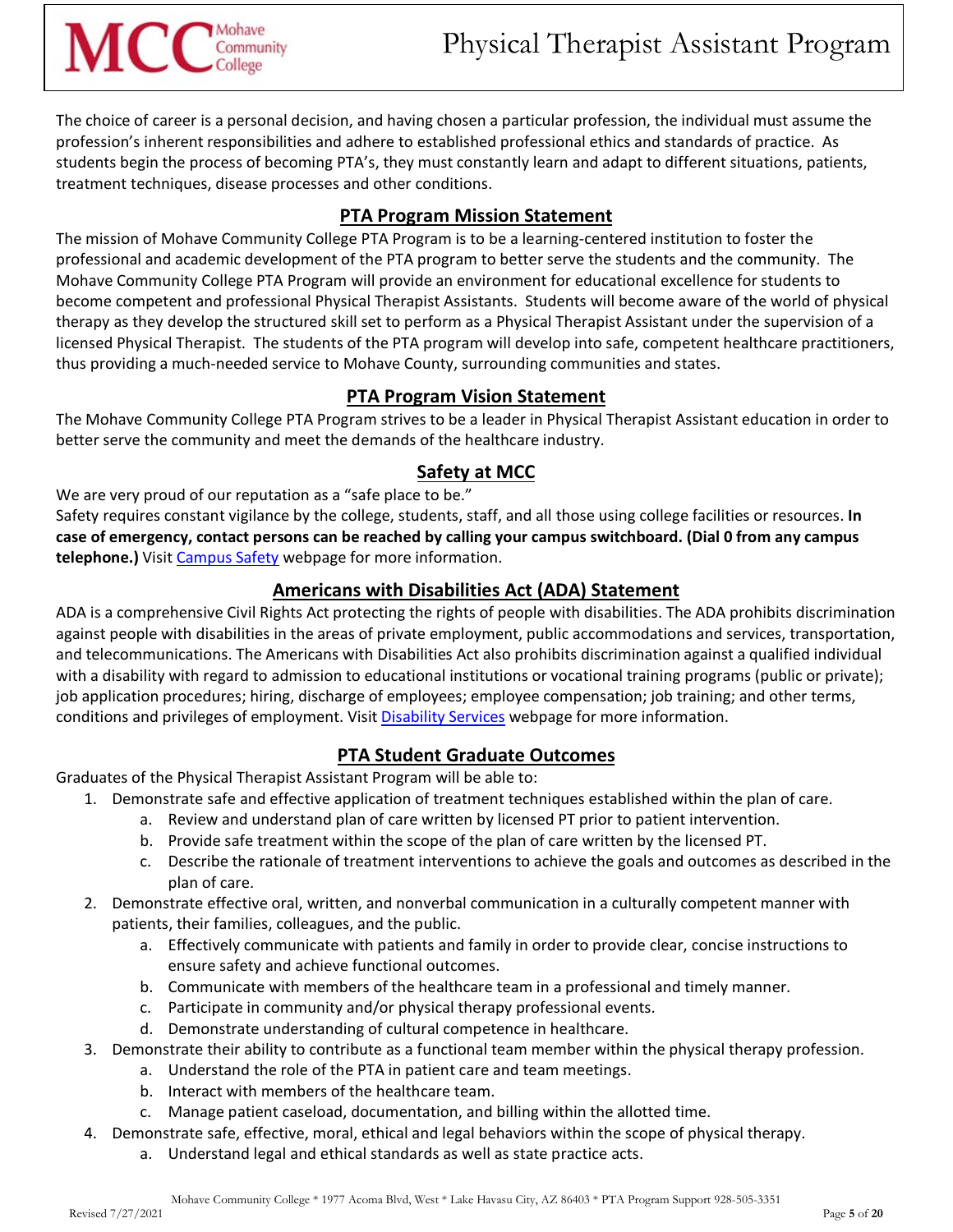The choice of career is a personal decision, and having chosen a particular profession, the individual must assume the profession's inherent responsibilities and adhere to established professional ethics and standards of practice. As students begin the process of becoming PTA's, they must constantly learn and adapt to different situations, patients, treatment techniques, disease processes and other conditions.

## PTA Program Mission Statement

The mission of Mohave Community College PTA Program is to be a learning-centered institution to foster the professional and academic development of the PTA program to better serve the students and the community. The Mohave Community College PTA Program will provide an environment for educational excellence for students to become competent and professional Physical Therapist Assistants. Students will become aware of the world of physical therapy as they develop the structured skill set to perform as a Physical Therapist Assistant under the supervision of a licensed Physical Therapist. The students of the PTA program will develop into safe, competent healthcare practitioners, thus providing a much-needed service to Mohave County, surrounding communities and states.

## PTA Program Vision Statement

The Mohave Community College PTA Program strives to be a leader in Physical Therapist Assistant education in order to better serve the community and meet the demands of the healthcare industry.

## Safety at MCC

We are very proud of our reputation as a "safe place to be."
Safety requires constant vigilance by the college, students, staff, and all those using college facilities or resources. **In case of emergency, contact persons can be reached by calling your campus switchboard. (Dial 0 from any campus telephone.)** Visit Campus Safety webpage for more information.

## Americans with Disabilities Act (ADA) Statement

ADA is a comprehensive Civil Rights Act protecting the rights of people with disabilities. The ADA prohibits discrimination against people with disabilities in the areas of private employment, public accommodations and services, transportation, and telecommunications. The Americans with Disabilities Act also prohibits discrimination against a qualified individual with a disability with regard to admission to educational institutions or vocational training programs (public or private); job application procedures; hiring, discharge of employees; employee compensation; job training; and other terms, conditions and privileges of employment. Visit Disability Services webpage for more information.

## PTA Student Graduate Outcomes

Graduates of the Physical Therapist Assistant Program will be able to:

1. Demonstrate safe and effective application of treatment techniques established within the plan of care.
    a. Review and understand plan of care written by licensed PT prior to patient intervention.
    b. Provide safe treatment within the scope of the plan of care written by the licensed PT.
    c. Describe the rationale of treatment interventions to achieve the goals and outcomes as described in the plan of care.
2. Demonstrate effective oral, written, and nonverbal communication in a culturally competent manner with patients, their families, colleagues, and the public.
    a. Effectively communicate with patients and family in order to provide clear, concise instructions to ensure safety and achieve functional outcomes.
    b. Communicate with members of the healthcare team in a professional and timely manner.
    c. Participate in community and/or physical therapy professional events.
    d. Demonstrate understanding of cultural competence in healthcare.
3. Demonstrate their ability to contribute as a functional team member within the physical therapy profession.
    a. Understand the role of the PTA in patient care and team meetings.
    b. Interact with members of the healthcare team.
    c. Manage patient caseload, documentation, and billing within the allotted time.
4. Demonstrate safe, effective, moral, ethical and legal behaviors within the scope of physical therapy.
    a. Understand legal and ethical standards as well as state practice acts.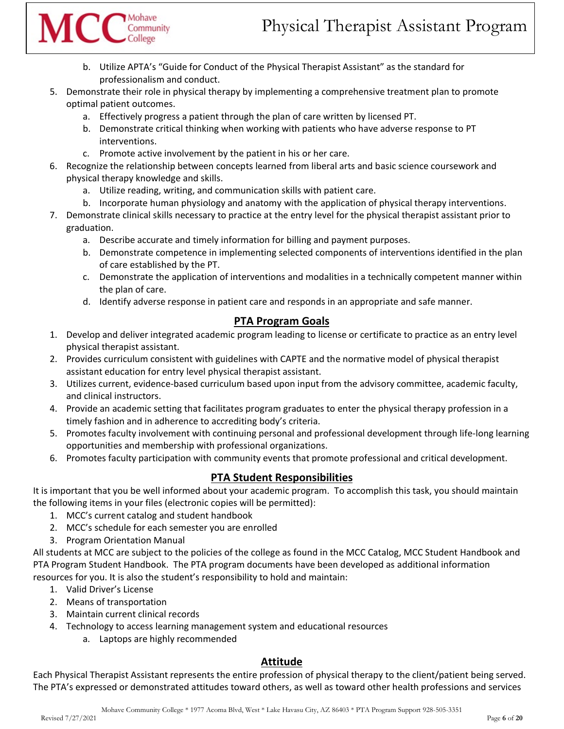b. Utilize APTA's "Guide for Conduct of the Physical Therapist Assistant" as the standard for professionalism and conduct.

5. Demonstrate their role in physical therapy by implementing a comprehensive treatment plan to promote optimal patient outcomes.
   a. Effectively progress a patient through the plan of care written by licensed PT.
   b. Demonstrate critical thinking when working with patients who have adverse response to PT interventions.
   c. Promote active involvement by the patient in his or her care.
6. Recognize the relationship between concepts learned from liberal arts and basic science coursework and physical therapy knowledge and skills.
   a. Utilize reading, writing, and communication skills with patient care.
   b. Incorporate human physiology and anatomy with the application of physical therapy interventions.
7. Demonstrate clinical skills necessary to practice at the entry level for the physical therapist assistant prior to graduation.
   a. Describe accurate and timely information for billing and payment purposes.
   b. Demonstrate competence in implementing selected components of interventions identified in the plan of care established by the PT.
   c. Demonstrate the application of interventions and modalities in a technically competent manner within the plan of care.
   d. Identify adverse response in patient care and responds in an appropriate and safe manner.

## PTA Program Goals

1. Develop and deliver integrated academic program leading to license or certificate to practice as an entry level physical therapist assistant.
2. Provides curriculum consistent with guidelines with CAPTE and the normative model of physical therapist assistant education for entry level physical therapist assistant.
3. Utilizes current, evidence-based curriculum based upon input from the advisory committee, academic faculty, and clinical instructors.
4. Provide an academic setting that facilitates program graduates to enter the physical therapy profession in a timely fashion and in adherence to accrediting body's criteria.
5. Promotes faculty involvement with continuing personal and professional development through life-long learning opportunities and membership with professional organizations.
6. Promotes faculty participation with community events that promote professional and critical development.

## PTA Student Responsibilities

It is important that you be well informed about your academic program. To accomplish this task, you should maintain the following items in your files (electronic copies will be permitted):

1. MCC's current catalog and student handbook
2. MCC's schedule for each semester you are enrolled
3. Program Orientation Manual

All students at MCC are subject to the policies of the college as found in the MCC Catalog, MCC Student Handbook and PTA Program Student Handbook. The PTA program documents have been developed as additional information resources for you. It is also the student's responsibility to hold and maintain:

1. Valid Driver's License
2. Means of transportation
3. Maintain current clinical records
4. Technology to access learning management system and educational resources
   a. Laptops are highly recommended

## Attitude

Each Physical Therapist Assistant represents the entire profession of physical therapy to the client/patient being served. The PTA's expressed or demonstrated attitudes toward others, as well as toward other health professions and services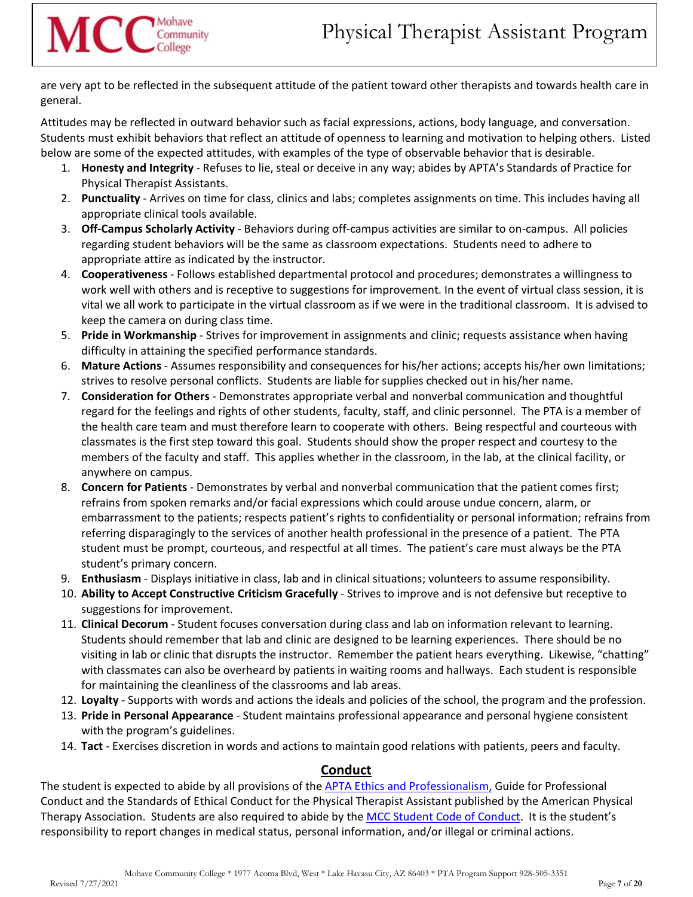are very apt to be reflected in the subsequent attitude of the patient toward other therapists and towards health care in general.

Attitudes may be reflected in outward behavior such as facial expressions, actions, body language, and conversation. Students must exhibit behaviors that reflect an attitude of openness to learning and motivation to helping others. Listed below are some of the expected attitudes, with examples of the type of observable behavior that is desirable.

1. **Honesty and Integrity** - Refuses to lie, steal or deceive in any way; abides by APTA's Standards of Practice for Physical Therapist Assistants.
2. **Punctuality** - Arrives on time for class, clinics and labs; completes assignments on time. This includes having all appropriate clinical tools available.
3. **Off-Campus Scholarly Activity** - Behaviors during off-campus activities are similar to on-campus. All policies regarding student behaviors will be the same as classroom expectations. Students need to adhere to appropriate attire as indicated by the instructor.
4. **Cooperativeness** - Follows established departmental protocol and procedures; demonstrates a willingness to work well with others and is receptive to suggestions for improvement. In the event of virtual class session, it is vital we all work to participate in the virtual classroom as if we were in the traditional classroom. It is advised to keep the camera on during class time.
5. **Pride in Workmanship** - Strives for improvement in assignments and clinic; requests assistance when having difficulty in attaining the specified performance standards.
6. **Mature Actions** - Assumes responsibility and consequences for his/her actions; accepts his/her own limitations; strives to resolve personal conflicts. Students are liable for supplies checked out in his/her name.
7. **Consideration for Others** - Demonstrates appropriate verbal and nonverbal communication and thoughtful regard for the feelings and rights of other students, faculty, staff, and clinic personnel. The PTA is a member of the health care team and must therefore learn to cooperate with others. Being respectful and courteous with classmates is the first step toward this goal. Students should show the proper respect and courtesy to the members of the faculty and staff. This applies whether in the classroom, in the lab, at the clinical facility, or anywhere on campus.
8. **Concern for Patients** - Demonstrates by verbal and nonverbal communication that the patient comes first; refrains from spoken remarks and/or facial expressions which could arouse undue concern, alarm, or embarrassment to the patients; respects patient's rights to confidentiality or personal information; refrains from referring disparagingly to the services of another health professional in the presence of a patient. The PTA student must be prompt, courteous, and respectful at all times. The patient's care must always be the PTA student's primary concern.
9. **Enthusiasm** - Displays initiative in class, lab and in clinical situations; volunteers to assume responsibility.
10. **Ability to Accept Constructive Criticism Gracefully** - Strives to improve and is not defensive but receptive to suggestions for improvement.
11. **Clinical Decorum** - Student focuses conversation during class and lab on information relevant to learning. Students should remember that lab and clinic are designed to be learning experiences. There should be no visiting in lab or clinic that disrupts the instructor. Remember the patient hears everything. Likewise, "chatting" with classmates can also be overheard by patients in waiting rooms and hallways. Each student is responsible for maintaining the cleanliness of the classrooms and lab areas.
12. **Loyalty** - Supports with words and actions the ideals and policies of the school, the program and the profession.
13. **Pride in Personal Appearance** - Student maintains professional appearance and personal hygiene consistent with the program's guidelines.
14. **Tact** - Exercises discretion in words and actions to maintain good relations with patients, peers and faculty.

## Conduct

The student is expected to abide by all provisions of the APTA Ethics and Professionalism, Guide for Professional Conduct and the Standards of Ethical Conduct for the Physical Therapist Assistant published by the American Physical Therapy Association. Students are also required to abide by the MCC Student Code of Conduct. It is the student's responsibility to report changes in medical status, personal information, and/or illegal or criminal actions.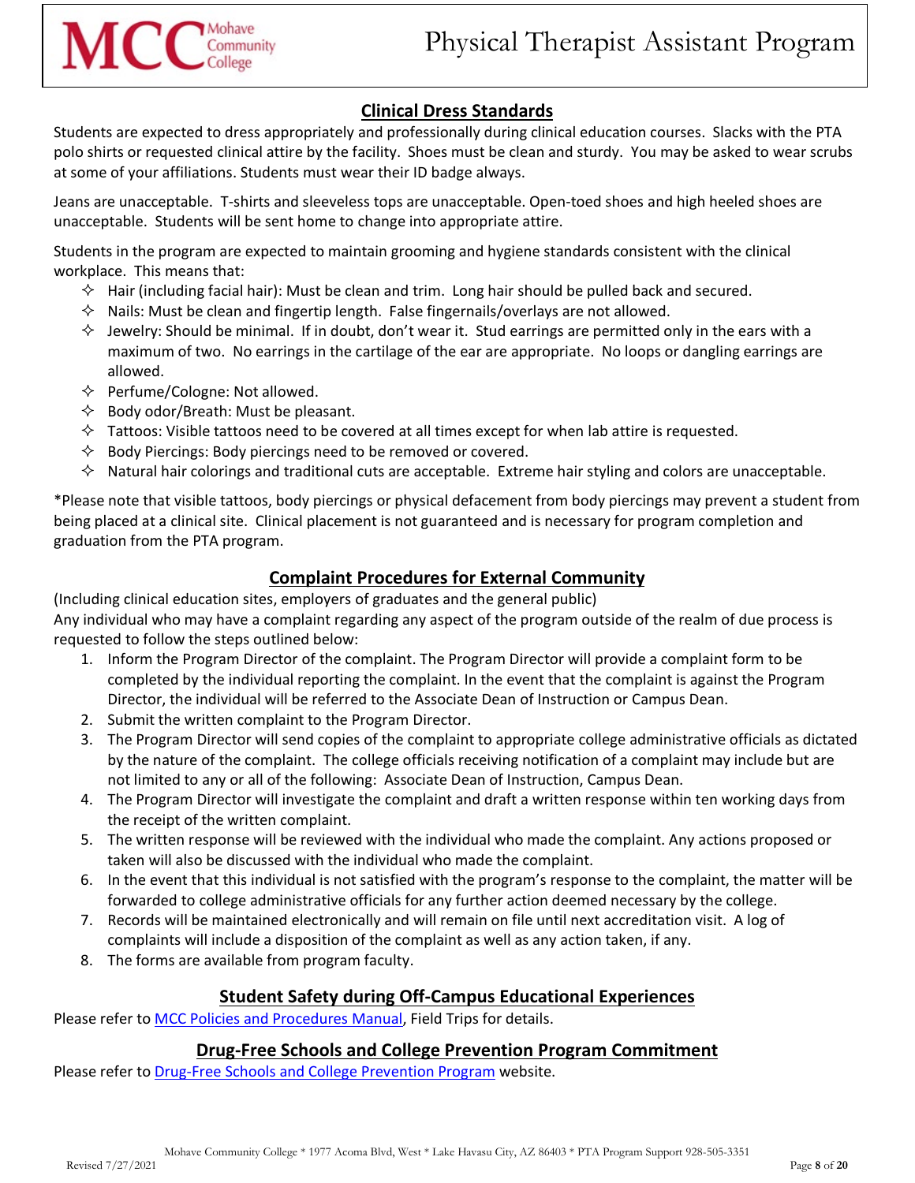## Clinical Dress Standards

Students are expected to dress appropriately and professionally during clinical education courses. Slacks with the PTA polo shirts or requested clinical attire by the facility. Shoes must be clean and sturdy. You may be asked to wear scrubs at some of your affiliations. Students must wear their ID badge always.

Jeans are unacceptable. T-shirts and sleeveless tops are unacceptable. Open-toed shoes and high heeled shoes are unacceptable. Students will be sent home to change into appropriate attire.

Students in the program are expected to maintain grooming and hygiene standards consistent with the clinical workplace. This means that:

- Hair (including facial hair): Must be clean and trim. Long hair should be pulled back and secured.
- Nails: Must be clean and fingertip length. False fingernails/overlays are not allowed.
- Jewelry: Should be minimal. If in doubt, don't wear it. Stud earrings are permitted only in the ears with a maximum of two. No earrings in the cartilage of the ear are appropriate. No loops or dangling earrings are allowed.
- Perfume/Cologne: Not allowed.
- Body odor/Breath: Must be pleasant.
- Tattoos: Visible tattoos need to be covered at all times except for when lab attire is requested.
- Body Piercings: Body piercings need to be removed or covered.
- Natural hair colorings and traditional cuts are acceptable. Extreme hair styling and colors are unacceptable.

*Please note that visible tattoos, body piercings or physical defacement from body piercings may prevent a student from being placed at a clinical site. Clinical placement is not guaranteed and is necessary for program completion and graduation from the PTA program.

## Complaint Procedures for External Community

(Including clinical education sites, employers of graduates and the general public)
Any individual who may have a complaint regarding any aspect of the program outside of the realm of due process is requested to follow the steps outlined below:

1. Inform the Program Director of the complaint. The Program Director will provide a complaint form to be completed by the individual reporting the complaint. In the event that the complaint is against the Program Director, the individual will be referred to the Associate Dean of Instruction or Campus Dean.
2. Submit the written complaint to the Program Director.
3. The Program Director will send copies of the complaint to appropriate college administrative officials as dictated by the nature of the complaint. The college officials receiving notification of a complaint may include but are not limited to any or all of the following: Associate Dean of Instruction, Campus Dean.
4. The Program Director will investigate the complaint and draft a written response within ten working days from the receipt of the written complaint.
5. The written response will be reviewed with the individual who made the complaint. Any actions proposed or taken will also be discussed with the individual who made the complaint.
6. In the event that this individual is not satisfied with the program's response to the complaint, the matter will be forwarded to college administrative officials for any further action deemed necessary by the college.
7. Records will be maintained electronically and will remain on file until next accreditation visit. A log of complaints will include a disposition of the complaint as well as any action taken, if any.
8. The forms are available from program faculty.

## Student Safety during Off-Campus Educational Experiences

Please refer to MCC Policies and Procedures Manual, Field Trips for details.

## Drug-Free Schools and College Prevention Program Commitment

Please refer to Drug-Free Schools and College Prevention Program website.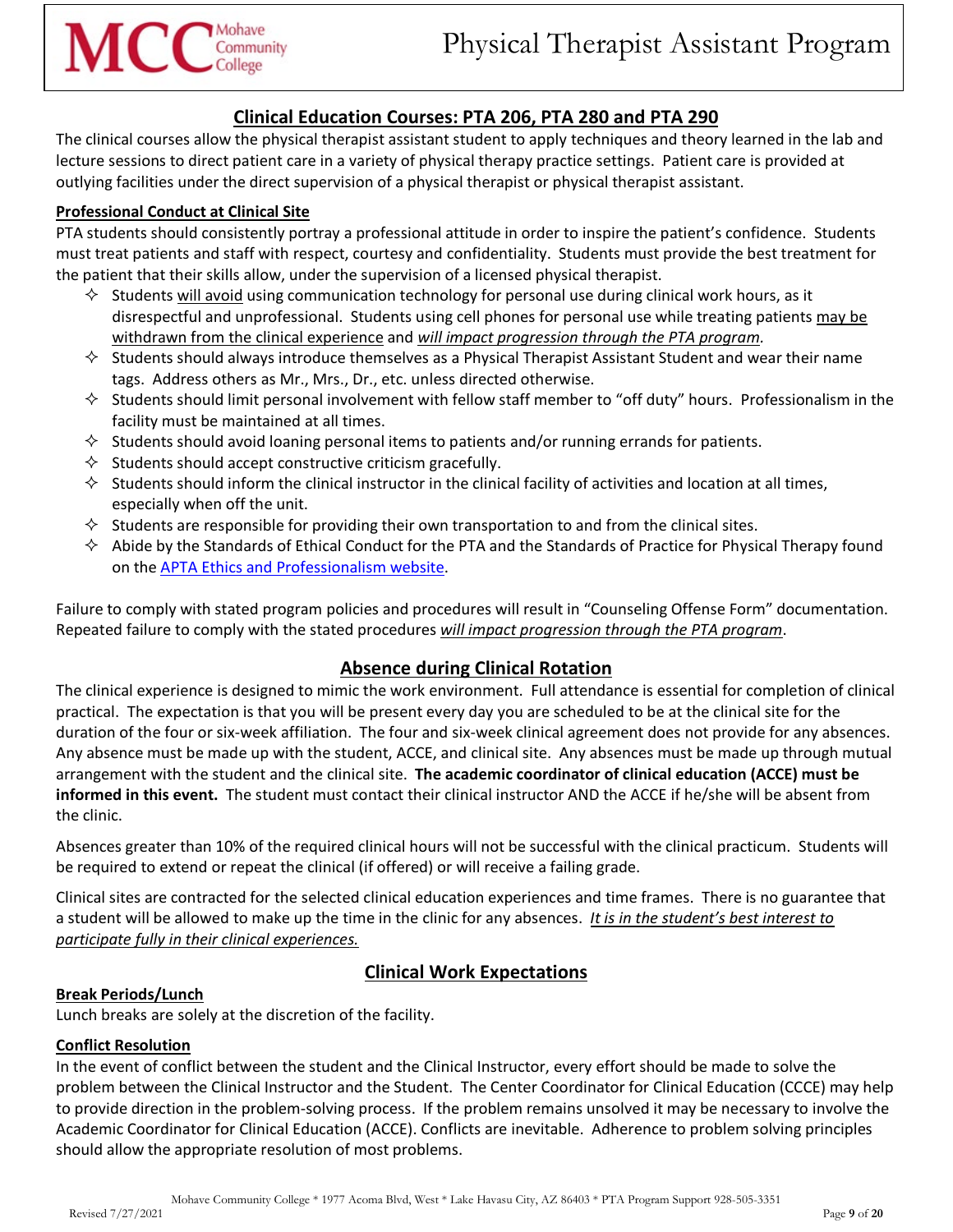## Clinical Education Courses: PTA 206, PTA 280 and PTA 290

The clinical courses allow the physical therapist assistant student to apply techniques and theory learned in the lab and lecture sessions to direct patient care in a variety of physical therapy practice settings. Patient care is provided at outlying facilities under the direct supervision of a physical therapist or physical therapist assistant.

### Professional Conduct at Clinical Site

PTA students should consistently portray a professional attitude in order to inspire the patient's confidence. Students must treat patients and staff with respect, courtesy and confidentiality. Students must provide the best treatment for the patient that their skills allow, under the supervision of a licensed physical therapist.

- Students will avoid using communication technology for personal use during clinical work hours, as it disrespectful and unprofessional. Students using cell phones for personal use while treating patients may be withdrawn from the clinical experience and *will impact progression through the PTA program.*
- Students should always introduce themselves as a Physical Therapist Assistant Student and wear their name tags. Address others as Mr., Mrs., Dr., etc. unless directed otherwise.
- Students should limit personal involvement with fellow staff member to "off duty" hours. Professionalism in the facility must be maintained at all times.
- Students should avoid loaning personal items to patients and/or running errands for patients.
- Students should accept constructive criticism gracefully.
- Students should inform the clinical instructor in the clinical facility of activities and location at all times, especially when off the unit.
- Students are responsible for providing their own transportation to and from the clinical sites.
- Abide by the Standards of Ethical Conduct for the PTA and the Standards of Practice for Physical Therapy found on the APTA Ethics and Professionalism website.

Failure to comply with stated program policies and procedures will result in "Counseling Offense Form" documentation. Repeated failure to comply with the stated procedures *will impact progression through the PTA program*.

## Absence during Clinical Rotation

The clinical experience is designed to mimic the work environment. Full attendance is essential for completion of clinical practical. The expectation is that you will be present every day you are scheduled to be at the clinical site for the duration of the four or six-week affiliation. The four and six-week clinical agreement does not provide for any absences. Any absence must be made up with the student, ACCE, and clinical site. Any absences must be made up through mutual arrangement with the student and the clinical site. **The academic coordinator of clinical education (ACCE) must be informed in this event.** The student must contact their clinical instructor AND the ACCE if he/she will be absent from the clinic.

Absences greater than 10% of the required clinical hours will not be successful with the clinical practicum. Students will be required to extend or repeat the clinical (if offered) or will receive a failing grade.

Clinical sites are contracted for the selected clinical education experiences and time frames. There is no guarantee that a student will be allowed to make up the time in the clinic for any absences. *It is in the student's best interest to participate fully in their clinical experiences.*

## Clinical Work Expectations

### Break Periods/Lunch

Lunch breaks are solely at the discretion of the facility.

### Conflict Resolution

In the event of conflict between the student and the Clinical Instructor, every effort should be made to solve the problem between the Clinical Instructor and the Student. The Center Coordinator for Clinical Education (CCCE) may help to provide direction in the problem-solving process. If the problem remains unsolved it may be necessary to involve the Academic Coordinator for Clinical Education (ACCE). Conflicts are inevitable. Adherence to problem solving principles should allow the appropriate resolution of most problems.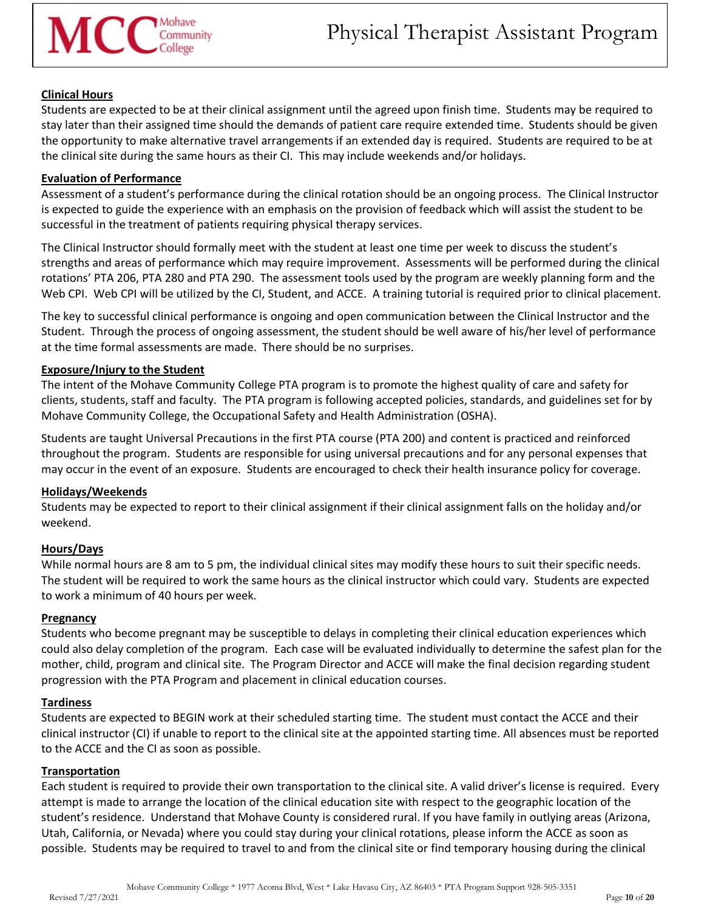**Clinical Hours**

Students are expected to be at their clinical assignment until the agreed upon finish time. Students may be required to stay later than their assigned time should the demands of patient care require extended time. Students should be given the opportunity to make alternative travel arrangements if an extended day is required. Students are required to be at the clinical site during the same hours as their CI. This may include weekends and/or holidays.

**Evaluation of Performance**

Assessment of a student's performance during the clinical rotation should be an ongoing process. The Clinical Instructor is expected to guide the experience with an emphasis on the provision of feedback which will assist the student to be successful in the treatment of patients requiring physical therapy services.

The Clinical Instructor should formally meet with the student at least one time per week to discuss the student's strengths and areas of performance which may require improvement. Assessments will be performed during the clinical rotations' PTA 206, PTA 280 and PTA 290. The assessment tools used by the program are weekly planning form and the Web CPI. Web CPI will be utilized by the CI, Student, and ACCE. A training tutorial is required prior to clinical placement.

The key to successful clinical performance is ongoing and open communication between the Clinical Instructor and the Student. Through the process of ongoing assessment, the student should be well aware of his/her level of performance at the time formal assessments are made. There should be no surprises.

**Exposure/Injury to the Student**

The intent of the Mohave Community College PTA program is to promote the highest quality of care and safety for clients, students, staff and faculty. The PTA program is following accepted policies, standards, and guidelines set for by Mohave Community College, the Occupational Safety and Health Administration (OSHA).

Students are taught Universal Precautions in the first PTA course (PTA 200) and content is practiced and reinforced throughout the program. Students are responsible for using universal precautions and for any personal expenses that may occur in the event of an exposure. Students are encouraged to check their health insurance policy for coverage.

**Holidays/Weekends**

Students may be expected to report to their clinical assignment if their clinical assignment falls on the holiday and/or weekend.

**Hours/Days**

While normal hours are 8 am to 5 pm, the individual clinical sites may modify these hours to suit their specific needs. The student will be required to work the same hours as the clinical instructor which could vary. Students are expected to work a minimum of 40 hours per week.

**Pregnancy**

Students who become pregnant may be susceptible to delays in completing their clinical education experiences which could also delay completion of the program. Each case will be evaluated individually to determine the safest plan for the mother, child, program and clinical site. The Program Director and ACCE will make the final decision regarding student progression with the PTA Program and placement in clinical education courses.

**Tardiness**

Students are expected to BEGIN work at their scheduled starting time. The student must contact the ACCE and their clinical instructor (CI) if unable to report to the clinical site at the appointed starting time. All absences must be reported to the ACCE and the CI as soon as possible.

**Transportation**

Each student is required to provide their own transportation to the clinical site. A valid driver's license is required. Every attempt is made to arrange the location of the clinical education site with respect to the geographic location of the student's residence. Understand that Mohave County is considered rural. If you have family in outlying areas (Arizona, Utah, California, or Nevada) where you could stay during your clinical rotations, please inform the ACCE as soon as possible. Students may be required to travel to and from the clinical site or find temporary housing during the clinical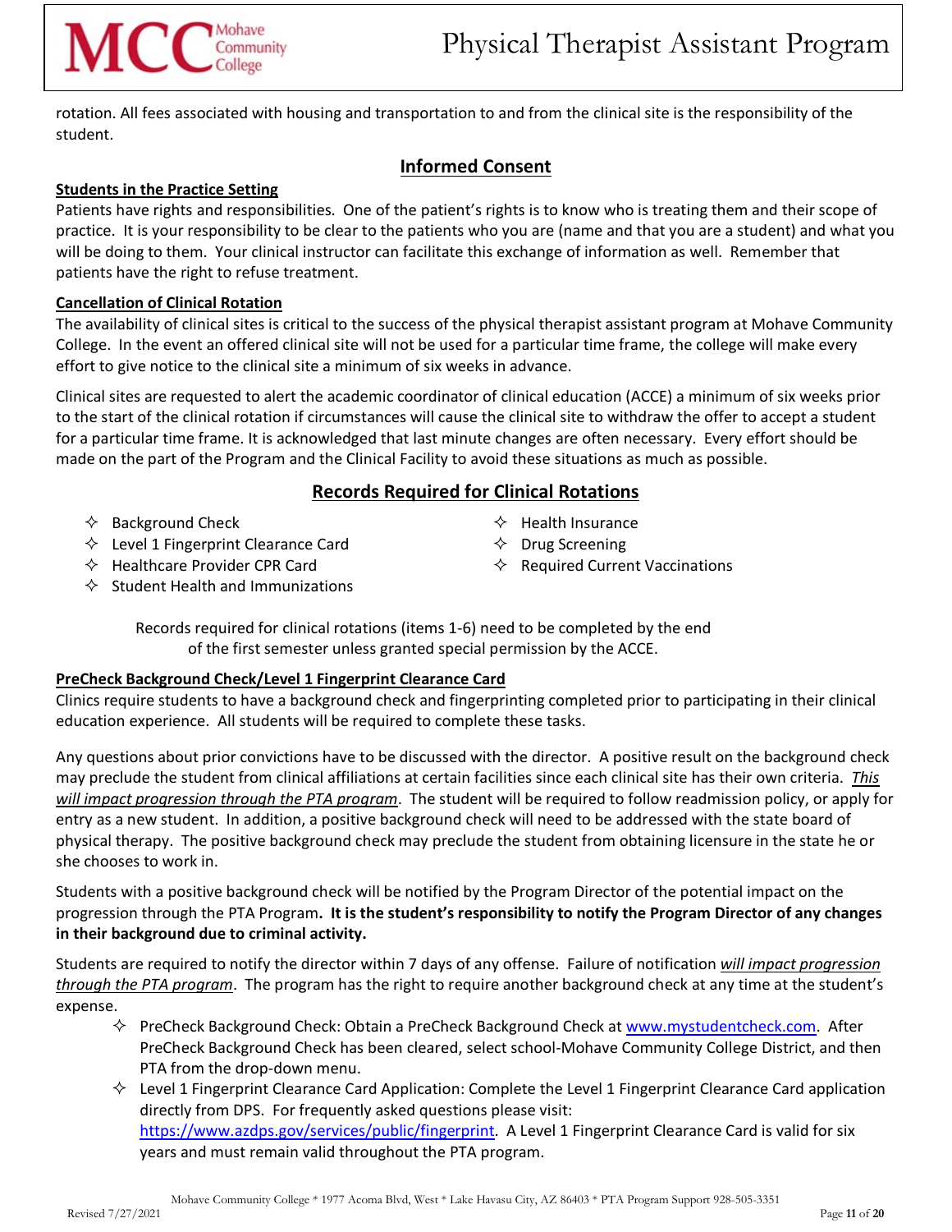rotation. All fees associated with housing and transportation to and from the clinical site is the responsibility of the student.

## Informed Consent

### Students in the Practice Setting

Patients have rights and responsibilities. One of the patient's rights is to know who is treating them and their scope of practice. It is your responsibility to be clear to the patients who you are (name and that you are a student) and what you will be doing to them. Your clinical instructor can facilitate this exchange of information as well. Remember that patients have the right to refuse treatment.

### Cancellation of Clinical Rotation

The availability of clinical sites is critical to the success of the physical therapist assistant program at Mohave Community College. In the event an offered clinical site will not be used for a particular time frame, the college will make every effort to give notice to the clinical site a minimum of six weeks in advance.

Clinical sites are requested to alert the academic coordinator of clinical education (ACCE) a minimum of six weeks prior to the start of the clinical rotation if circumstances will cause the clinical site to withdraw the offer to accept a student for a particular time frame. It is acknowledged that last minute changes are often necessary. Every effort should be made on the part of the Program and the Clinical Facility to avoid these situations as much as possible.

## Records Required for Clinical Rotations

- Background Check
- Level 1 Fingerprint Clearance Card
- Healthcare Provider CPR Card
- Student Health and Immunizations
- Health Insurance
- Drug Screening
- Required Current Vaccinations

Records required for clinical rotations (items 1-6) need to be completed by the end of the first semester unless granted special permission by the ACCE.

### PreCheck Background Check/Level 1 Fingerprint Clearance Card

Clinics require students to have a background check and fingerprinting completed prior to participating in their clinical education experience. All students will be required to complete these tasks.

Any questions about prior convictions have to be discussed with the director. A positive result on the background check may preclude the student from clinical affiliations at certain facilities since each clinical site has their own criteria. *This will impact progression through the PTA program*. The student will be required to follow readmission policy, or apply for entry as a new student. In addition, a positive background check will need to be addressed with the state board of physical therapy. The positive background check may preclude the student from obtaining licensure in the state he or she chooses to work in.

Students with a positive background check will be notified by the Program Director of the potential impact on the progression through the PTA Program**. It is the student's responsibility to notify the Program Director of any changes in their background due to criminal activity.**

Students are required to notify the director within 7 days of any offense. Failure of notification *will impact progression through the PTA program*. The program has the right to require another background check at any time at the student's expense.

- PreCheck Background Check: Obtain a PreCheck Background Check at www.mystudentcheck.com. After PreCheck Background Check has been cleared, select school-Mohave Community College District, and then PTA from the drop-down menu.
- Level 1 Fingerprint Clearance Card Application: Complete the Level 1 Fingerprint Clearance Card application directly from DPS. For frequently asked questions please visit: https://www.azdps.gov/services/public/fingerprint. A Level 1 Fingerprint Clearance Card is valid for six years and must remain valid throughout the PTA program.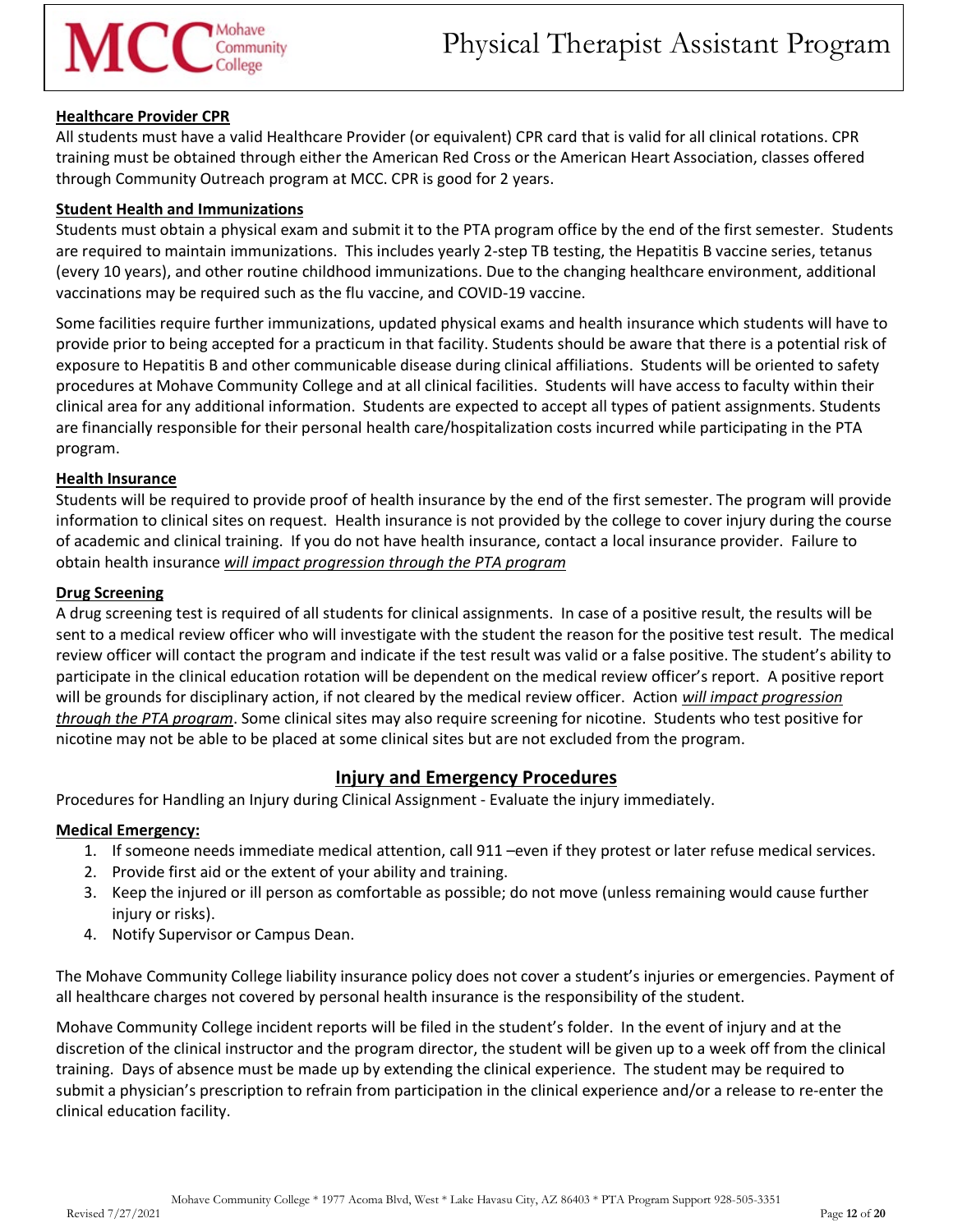### Healthcare Provider CPR

All students must have a valid Healthcare Provider (or equivalent) CPR card that is valid for all clinical rotations. CPR training must be obtained through either the American Red Cross or the American Heart Association, classes offered through Community Outreach program at MCC. CPR is good for 2 years.

### Student Health and Immunizations

Students must obtain a physical exam and submit it to the PTA program office by the end of the first semester. Students are required to maintain immunizations. This includes yearly 2-step TB testing, the Hepatitis B vaccine series, tetanus (every 10 years), and other routine childhood immunizations. Due to the changing healthcare environment, additional vaccinations may be required such as the flu vaccine, and COVID-19 vaccine.

Some facilities require further immunizations, updated physical exams and health insurance which students will have to provide prior to being accepted for a practicum in that facility. Students should be aware that there is a potential risk of exposure to Hepatitis B and other communicable disease during clinical affiliations. Students will be oriented to safety procedures at Mohave Community College and at all clinical facilities. Students will have access to faculty within their clinical area for any additional information. Students are expected to accept all types of patient assignments. Students are financially responsible for their personal health care/hospitalization costs incurred while participating in the PTA program.

### Health Insurance

Students will be required to provide proof of health insurance by the end of the first semester. The program will provide information to clinical sites on request. Health insurance is not provided by the college to cover injury during the course of academic and clinical training. If you do not have health insurance, contact a local insurance provider. Failure to obtain health insurance *will impact progression through the PTA program*

### Drug Screening

A drug screening test is required of all students for clinical assignments. In case of a positive result, the results will be sent to a medical review officer who will investigate with the student the reason for the positive test result. The medical review officer will contact the program and indicate if the test result was valid or a false positive. The student's ability to participate in the clinical education rotation will be dependent on the medical review officer's report. A positive report will be grounds for disciplinary action, if not cleared by the medical review officer. Action *will impact progression through the PTA program*. Some clinical sites may also require screening for nicotine. Students who test positive for nicotine may not be able to be placed at some clinical sites but are not excluded from the program.

## Injury and Emergency Procedures

Procedures for Handling an Injury during Clinical Assignment - Evaluate the injury immediately.

### Medical Emergency:

1. If someone needs immediate medical attention, call 911 –even if they protest or later refuse medical services.
2. Provide first aid or the extent of your ability and training.
3. Keep the injured or ill person as comfortable as possible; do not move (unless remaining would cause further injury or risks).
4. Notify Supervisor or Campus Dean.

The Mohave Community College liability insurance policy does not cover a student's injuries or emergencies. Payment of all healthcare charges not covered by personal health insurance is the responsibility of the student.

Mohave Community College incident reports will be filed in the student's folder. In the event of injury and at the discretion of the clinical instructor and the program director, the student will be given up to a week off from the clinical training. Days of absence must be made up by extending the clinical experience. The student may be required to submit a physician's prescription to refrain from participation in the clinical experience and/or a release to re-enter the clinical education facility.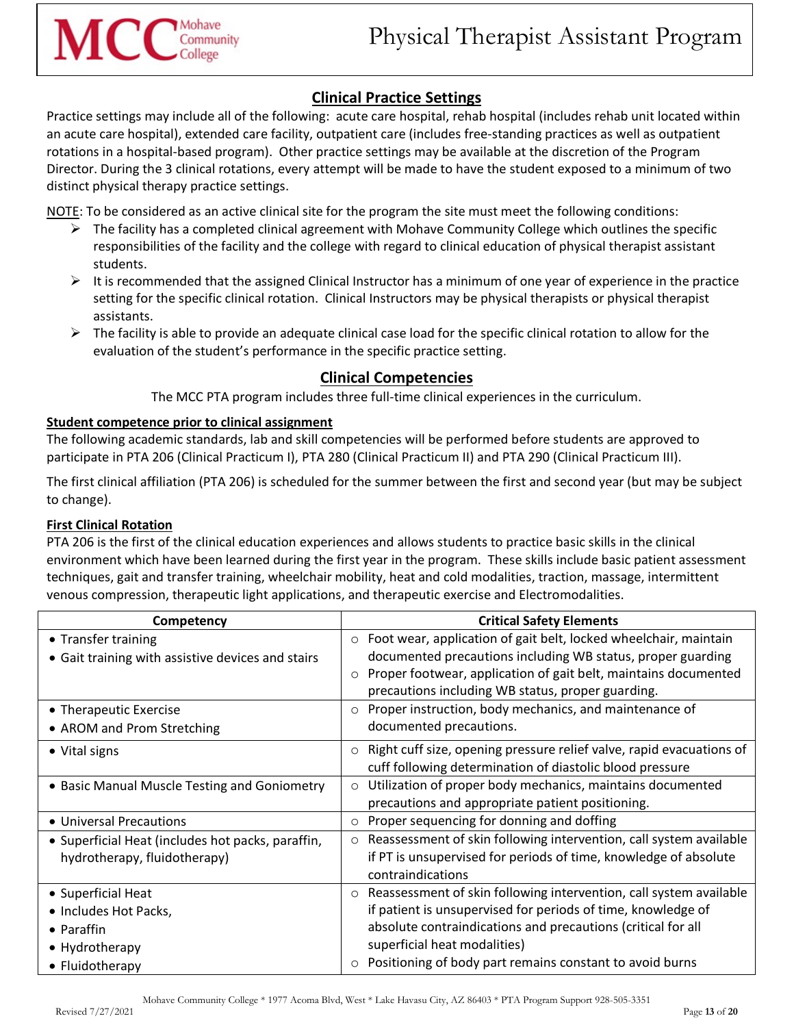## Clinical Practice Settings

Practice settings may include all of the following: acute care hospital, rehab hospital (includes rehab unit located within an acute care hospital), extended care facility, outpatient care (includes free-standing practices as well as outpatient rotations in a hospital-based program). Other practice settings may be available at the discretion of the Program Director. During the 3 clinical rotations, every attempt will be made to have the student exposed to a minimum of two distinct physical therapy practice settings.

NOTE: To be considered as an active clinical site for the program the site must meet the following conditions:

- The facility has a completed clinical agreement with Mohave Community College which outlines the specific responsibilities of the facility and the college with regard to clinical education of physical therapist assistant students.
- It is recommended that the assigned Clinical Instructor has a minimum of one year of experience in the practice setting for the specific clinical rotation. Clinical Instructors may be physical therapists or physical therapist assistants.
- The facility is able to provide an adequate clinical case load for the specific clinical rotation to allow for the evaluation of the student's performance in the specific practice setting.

## Clinical Competencies

The MCC PTA program includes three full-time clinical experiences in the curriculum.

### Student competence prior to clinical assignment

The following academic standards, lab and skill competencies will be performed before students are approved to participate in PTA 206 (Clinical Practicum I), PTA 280 (Clinical Practicum II) and PTA 290 (Clinical Practicum III).

The first clinical affiliation (PTA 206) is scheduled for the summer between the first and second year (but may be subject to change).

### First Clinical Rotation

PTA 206 is the first of the clinical education experiences and allows students to practice basic skills in the clinical environment which have been learned during the first year in the program. These skills include basic patient assessment techniques, gait and transfer training, wheelchair mobility, heat and cold modalities, traction, massage, intermittent venous compression, therapeutic light applications, and therapeutic exercise and Electromodalities.

| Competency | Critical Safety Elements |
|---|---|
| • Transfer training<br>• Gait training with assistive devices and stairs | ○ Foot wear, application of gait belt, locked wheelchair, maintain documented precautions including WB status, proper guarding<br>○ Proper footwear, application of gait belt, maintains documented precautions including WB status, proper guarding. |
| • Therapeutic Exercise<br>• AROM and Prom Stretching | ○ Proper instruction, body mechanics, and maintenance of documented precautions. |
| • Vital signs | ○ Right cuff size, opening pressure relief valve, rapid evacuations of cuff following determination of diastolic blood pressure |
| • Basic Manual Muscle Testing and Goniometry | ○ Utilization of proper body mechanics, maintains documented precautions and appropriate patient positioning. |
| • Universal Precautions | ○ Proper sequencing for donning and doffing |
| • Superficial Heat (includes hot packs, paraffin, hydrotherapy, fluidotherapy) | ○ Reassessment of skin following intervention, call system available if PT is unsupervised for periods of time, knowledge of absolute contraindications |
| • Superficial Heat<br>• Includes Hot Packs,<br>• Paraffin<br>• Hydrotherapy<br>• Fluidotherapy | ○ Reassessment of skin following intervention, call system available if patient is unsupervised for periods of time, knowledge of absolute contraindications and precautions (critical for all superficial heat modalities)<br>○ Positioning of body part remains constant to avoid burns |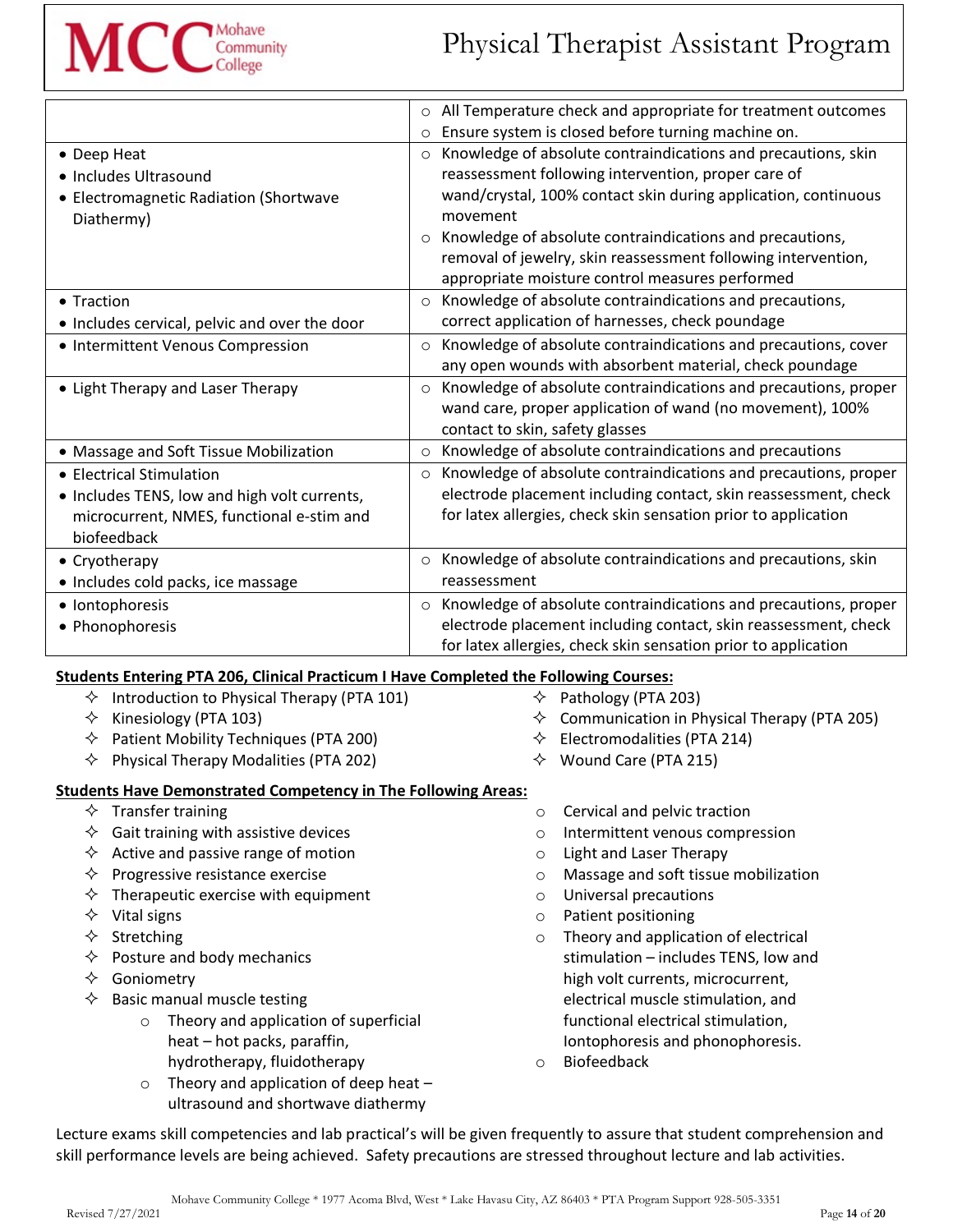| | |
|---|---|
| | ○ All Temperature check and appropriate for treatment outcomes<br>○ Ensure system is closed before turning machine on. |
| • Deep Heat<br>• Includes Ultrasound<br>• Electromagnetic Radiation (Shortwave Diathermy) | ○ Knowledge of absolute contraindications and precautions, skin reassessment following intervention, proper care of wand/crystal, 100% contact skin during application, continuous movement<br>○ Knowledge of absolute contraindications and precautions, removal of jewelry, skin reassessment following intervention, appropriate moisture control measures performed |
| • Traction<br>• Includes cervical, pelvic and over the door | ○ Knowledge of absolute contraindications and precautions, correct application of harnesses, check poundage |
| • Intermittent Venous Compression | ○ Knowledge of absolute contraindications and precautions, cover any open wounds with absorbent material, check poundage |
| • Light Therapy and Laser Therapy | ○ Knowledge of absolute contraindications and precautions, proper wand care, proper application of wand (no movement), 100% contact to skin, safety glasses |
| • Massage and Soft Tissue Mobilization | ○ Knowledge of absolute contraindications and precautions |
| • Electrical Stimulation<br>• Includes TENS, low and high volt currents, microcurrent, NMES, functional e-stim and biofeedback | ○ Knowledge of absolute contraindications and precautions, proper electrode placement including contact, skin reassessment, check for latex allergies, check skin sensation prior to application |
| • Cryotherapy<br>• Includes cold packs, ice massage | ○ Knowledge of absolute contraindications and precautions, skin reassessment |
| • Iontophoresis<br>• Phonophoresis | ○ Knowledge of absolute contraindications and precautions, proper electrode placement including contact, skin reassessment, check for latex allergies, check skin sensation prior to application |

**Students Entering PTA 206, Clinical Practicum I Have Completed the Following Courses:**

- Introduction to Physical Therapy (PTA 101)
- Kinesiology (PTA 103)
- Patient Mobility Techniques (PTA 200)
- Physical Therapy Modalities (PTA 202)
- Pathology (PTA 203)
- Communication in Physical Therapy (PTA 205)
- Electromodalities (PTA 214)
- Wound Care (PTA 215)

**Students Have Demonstrated Competency in The Following Areas:**

- Transfer training
- Gait training with assistive devices
- Active and passive range of motion
- Progressive resistance exercise
- Therapeutic exercise with equipment
- Vital signs
- Stretching
- Posture and body mechanics
- Goniometry
- Basic manual muscle testing
    - Theory and application of superficial heat – hot packs, paraffin, hydrotherapy, fluidotherapy
    - Theory and application of deep heat – ultrasound and shortwave diathermy
- Cervical and pelvic traction
- Intermittent venous compression
- Light and Laser Therapy
- Massage and soft tissue mobilization
- Universal precautions
- Patient positioning
- Theory and application of electrical stimulation – includes TENS, low and high volt currents, microcurrent, electrical muscle stimulation, and functional electrical stimulation, Iontophoresis and phonophoresis.
- Biofeedback

Lecture exams skill competencies and lab practical's will be given frequently to assure that student comprehension and skill performance levels are being achieved. Safety precautions are stressed throughout lecture and lab activities.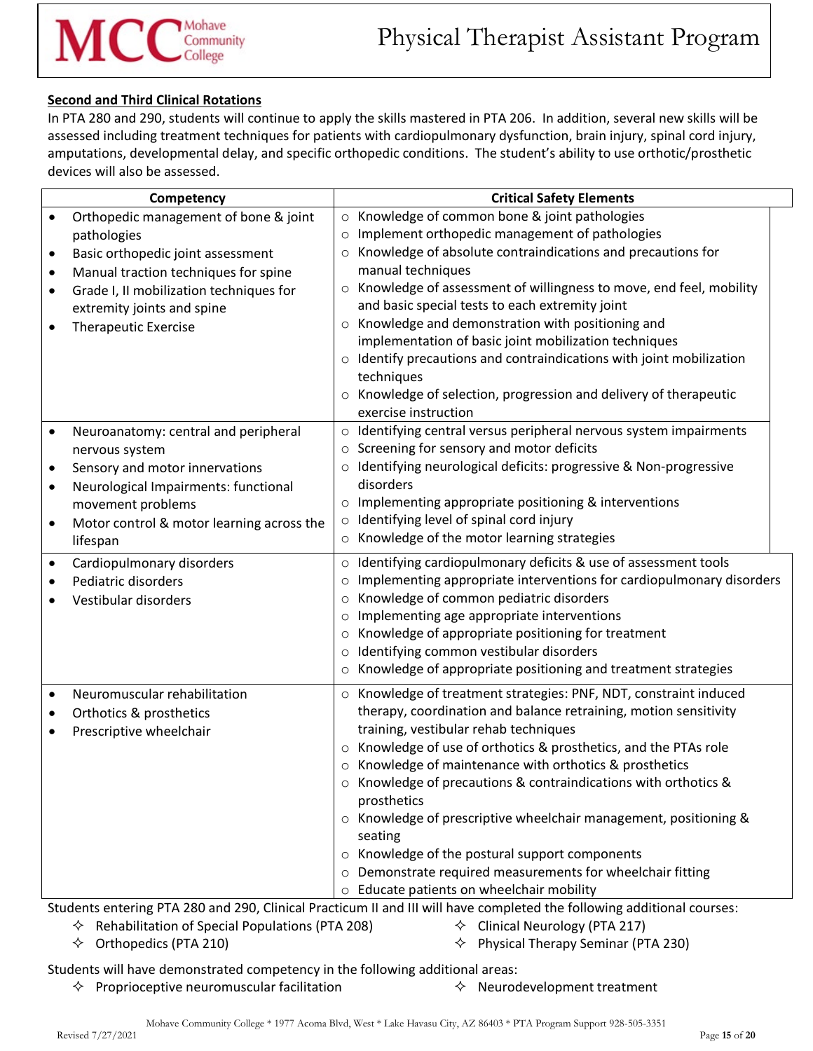### Second and Third Clinical Rotations

In PTA 280 and 290, students will continue to apply the skills mastered in PTA 206. In addition, several new skills will be assessed including treatment techniques for patients with cardiopulmonary dysfunction, brain injury, spinal cord injury, amputations, developmental delay, and specific orthopedic conditions. The student's ability to use orthotic/prosthetic devices will also be assessed.

| Competency | Critical Safety Elements |
| --- | --- |
| • Orthopedic management of bone & joint pathologies<br>• Basic orthopedic joint assessment<br>• Manual traction techniques for spine<br>• Grade I, II mobilization techniques for extremity joints and spine<br>• Therapeutic Exercise | ○ Knowledge of common bone & joint pathologies<br>○ Implement orthopedic management of pathologies<br>○ Knowledge of absolute contraindications and precautions for manual techniques<br>○ Knowledge of assessment of willingness to move, end feel, mobility and basic special tests to each extremity joint<br>○ Knowledge and demonstration with positioning and implementation of basic joint mobilization techniques<br>○ Identify precautions and contraindications with joint mobilization techniques<br>○ Knowledge of selection, progression and delivery of therapeutic exercise instruction |
| • Neuroanatomy: central and peripheral nervous system<br>• Sensory and motor innervations<br>• Neurological Impairments: functional movement problems<br>• Motor control & motor learning across the lifespan | ○ Identifying central versus peripheral nervous system impairments<br>○ Screening for sensory and motor deficits<br>○ Identifying neurological deficits: progressive & Non-progressive disorders<br>○ Implementing appropriate positioning & interventions<br>○ Identifying level of spinal cord injury<br>○ Knowledge of the motor learning strategies |
| • Cardiopulmonary disorders<br>• Pediatric disorders<br>• Vestibular disorders | ○ Identifying cardiopulmonary deficits & use of assessment tools<br>○ Implementing appropriate interventions for cardiopulmonary disorders<br>○ Knowledge of common pediatric disorders<br>○ Implementing age appropriate interventions<br>○ Knowledge of appropriate positioning for treatment<br>○ Identifying common vestibular disorders<br>○ Knowledge of appropriate positioning and treatment strategies |
| • Neuromuscular rehabilitation<br>• Orthotics & prosthetics<br>• Prescriptive wheelchair | ○ Knowledge of treatment strategies: PNF, NDT, constraint induced therapy, coordination and balance retraining, motion sensitivity training, vestibular rehab techniques<br>○ Knowledge of use of orthotics & prosthetics, and the PTAs role<br>○ Knowledge of maintenance with orthotics & prosthetics<br>○ Knowledge of precautions & contraindications with orthotics & prosthetics<br>○ Knowledge of prescriptive wheelchair management, positioning & seating<br>○ Knowledge of the postural support components<br>○ Demonstrate required measurements for wheelchair fitting<br>○ Educate patients on wheelchair mobility |

Students entering PTA 280 and 290, Clinical Practicum II and III will have completed the following additional courses:

- Rehabilitation of Special Populations (PTA 208)
- Orthopedics (PTA 210)
- Clinical Neurology (PTA 217)
- Physical Therapy Seminar (PTA 230)

Students will have demonstrated competency in the following additional areas:

- Proprioceptive neuromuscular facilitation
- Neurodevelopment treatment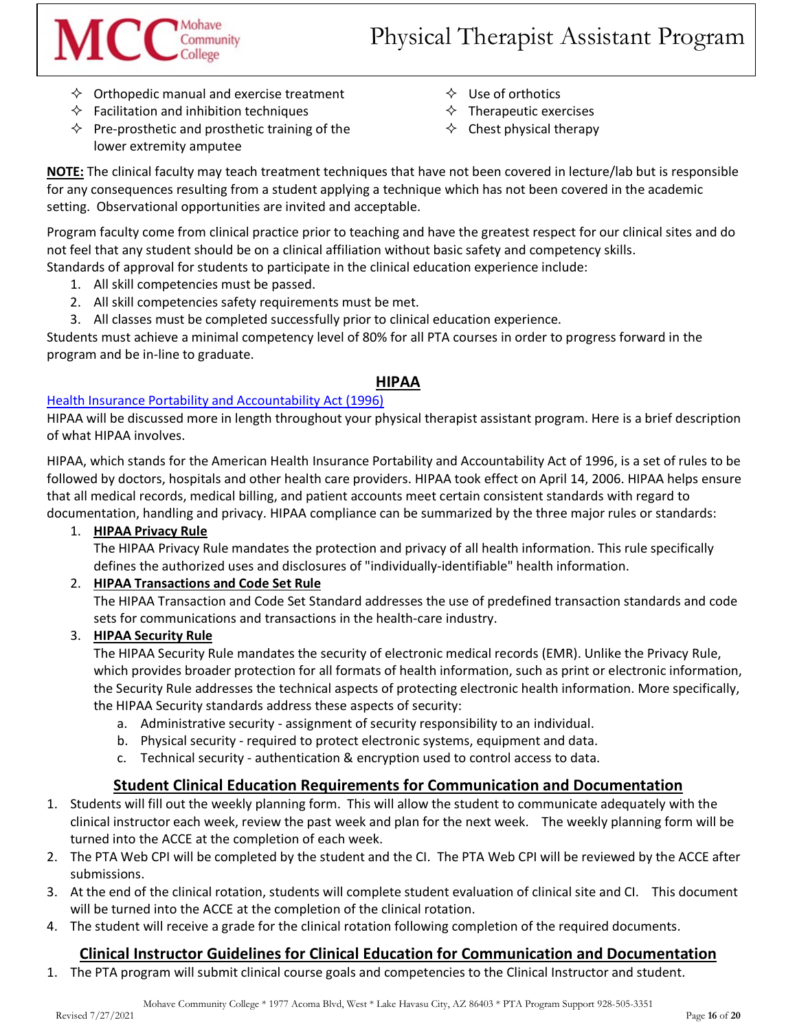- Orthopedic manual and exercise treatment
- Facilitation and inhibition techniques
- Pre-prosthetic and prosthetic training of the lower extremity amputee
- Use of orthotics
- Therapeutic exercises
- Chest physical therapy

**NOTE:** The clinical faculty may teach treatment techniques that have not been covered in lecture/lab but is responsible for any consequences resulting from a student applying a technique which has not been covered in the academic setting. Observational opportunities are invited and acceptable.

Program faculty come from clinical practice prior to teaching and have the greatest respect for our clinical sites and do not feel that any student should be on a clinical affiliation without basic safety and competency skills.
Standards of approval for students to participate in the clinical education experience include:

1. All skill competencies must be passed.
2. All skill competencies safety requirements must be met.
3. All classes must be completed successfully prior to clinical education experience.

Students must achieve a minimal competency level of 80% for all PTA courses in order to progress forward in the program and be in-line to graduate.

## HIPAA

[Health Insurance Portability and Accountability Act (1996)]()

HIPAA will be discussed more in length throughout your physical therapist assistant program. Here is a brief description of what HIPAA involves.

HIPAA, which stands for the American Health Insurance Portability and Accountability Act of 1996, is a set of rules to be followed by doctors, hospitals and other health care providers. HIPAA took effect on April 14, 2006. HIPAA helps ensure that all medical records, medical billing, and patient accounts meet certain consistent standards with regard to documentation, handling and privacy. HIPAA compliance can be summarized by the three major rules or standards:

1. **HIPAA Privacy Rule**
   The HIPAA Privacy Rule mandates the protection and privacy of all health information. This rule specifically defines the authorized uses and disclosures of "individually-identifiable" health information.
2. **HIPAA Transactions and Code Set Rule**
   The HIPAA Transaction and Code Set Standard addresses the use of predefined transaction standards and code sets for communications and transactions in the health-care industry.
3. **HIPAA Security Rule**
   The HIPAA Security Rule mandates the security of electronic medical records (EMR). Unlike the Privacy Rule, which provides broader protection for all formats of health information, such as print or electronic information, the Security Rule addresses the technical aspects of protecting electronic health information. More specifically, the HIPAA Security standards address these aspects of security:
   a. Administrative security - assignment of security responsibility to an individual.
   b. Physical security - required to protect electronic systems, equipment and data.
   c. Technical security - authentication & encryption used to control access to data.

## Student Clinical Education Requirements for Communication and Documentation

1. Students will fill out the weekly planning form. This will allow the student to communicate adequately with the clinical instructor each week, review the past week and plan for the next week. The weekly planning form will be turned into the ACCE at the completion of each week.
2. The PTA Web CPI will be completed by the student and the CI. The PTA Web CPI will be reviewed by the ACCE after submissions.
3. At the end of the clinical rotation, students will complete student evaluation of clinical site and CI. This document will be turned into the ACCE at the completion of the clinical rotation.
4. The student will receive a grade for the clinical rotation following completion of the required documents.

## Clinical Instructor Guidelines for Clinical Education for Communication and Documentation

1. The PTA program will submit clinical course goals and competencies to the Clinical Instructor and student.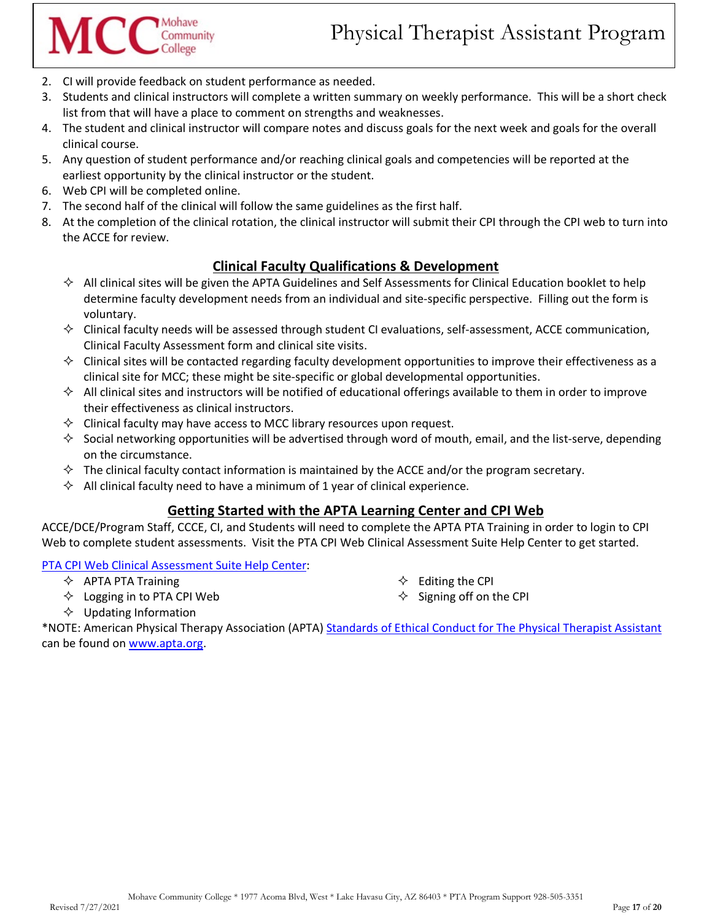2. CI will provide feedback on student performance as needed.
3. Students and clinical instructors will complete a written summary on weekly performance. This will be a short check list from that will have a place to comment on strengths and weaknesses.
4. The student and clinical instructor will compare notes and discuss goals for the next week and goals for the overall clinical course.
5. Any question of student performance and/or reaching clinical goals and competencies will be reported at the earliest opportunity by the clinical instructor or the student.
6. Web CPI will be completed online.
7. The second half of the clinical will follow the same guidelines as the first half.
8. At the completion of the clinical rotation, the clinical instructor will submit their CPI through the CPI web to turn into the ACCE for review.

## Clinical Faculty Qualifications & Development

- All clinical sites will be given the APTA Guidelines and Self Assessments for Clinical Education booklet to help determine faculty development needs from an individual and site-specific perspective. Filling out the form is voluntary.
- Clinical faculty needs will be assessed through student CI evaluations, self-assessment, ACCE communication, Clinical Faculty Assessment form and clinical site visits.
- Clinical sites will be contacted regarding faculty development opportunities to improve their effectiveness as a clinical site for MCC; these might be site-specific or global developmental opportunities.
- All clinical sites and instructors will be notified of educational offerings available to them in order to improve their effectiveness as clinical instructors.
- Clinical faculty may have access to MCC library resources upon request.
- Social networking opportunities will be advertised through word of mouth, email, and the list-serve, depending on the circumstance.
- The clinical faculty contact information is maintained by the ACCE and/or the program secretary.
- All clinical faculty need to have a minimum of 1 year of clinical experience.

## Getting Started with the APTA Learning Center and CPI Web

ACCE/DCE/Program Staff, CCCE, CI, and Students will need to complete the APTA PTA Training in order to login to CPI Web to complete student assessments. Visit the PTA CPI Web Clinical Assessment Suite Help Center to get started.

PTA CPI Web Clinical Assessment Suite Help Center:

- APTA PTA Training
- Logging in to PTA CPI Web
- Updating Information
- Editing the CPI
- Signing off on the CPI

*NOTE: American Physical Therapy Association (APTA) Standards of Ethical Conduct for The Physical Therapist Assistant can be found on www.apta.org.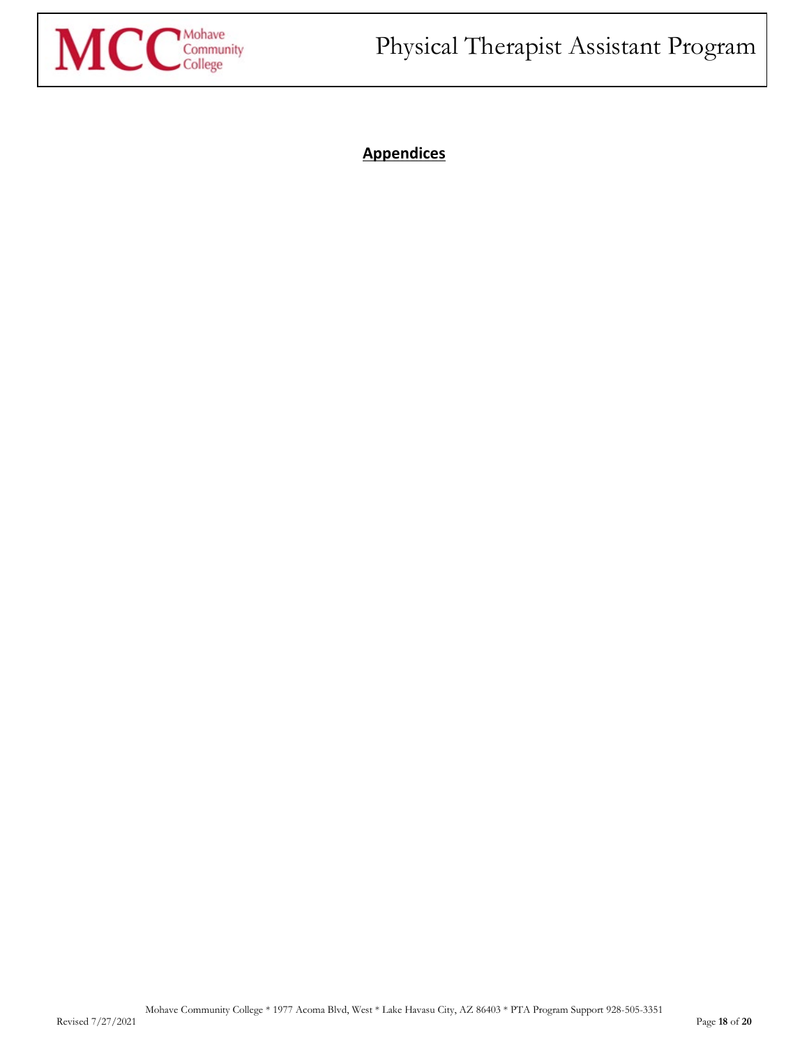## Appendices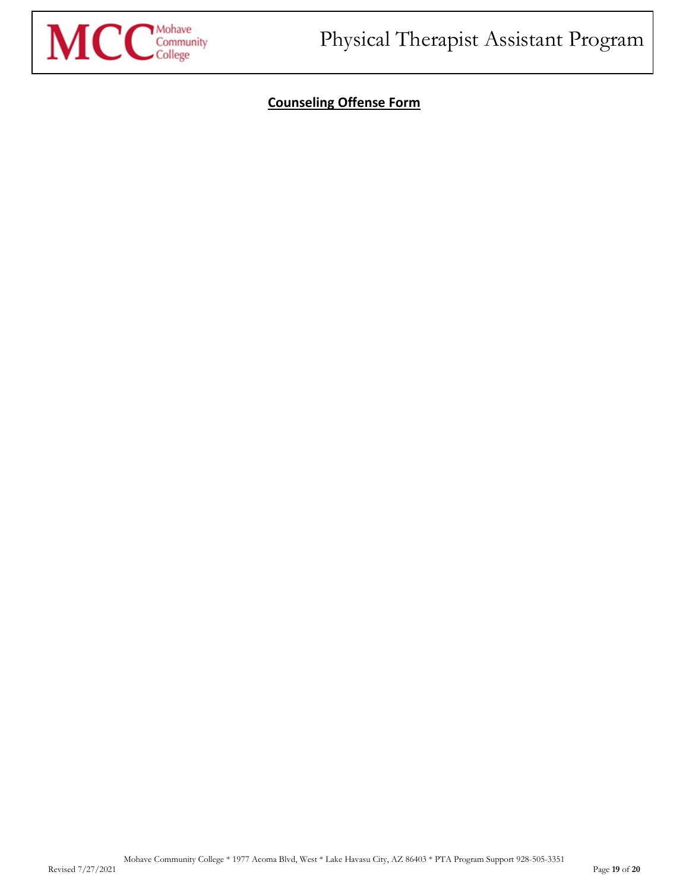**Counseling Offense Form**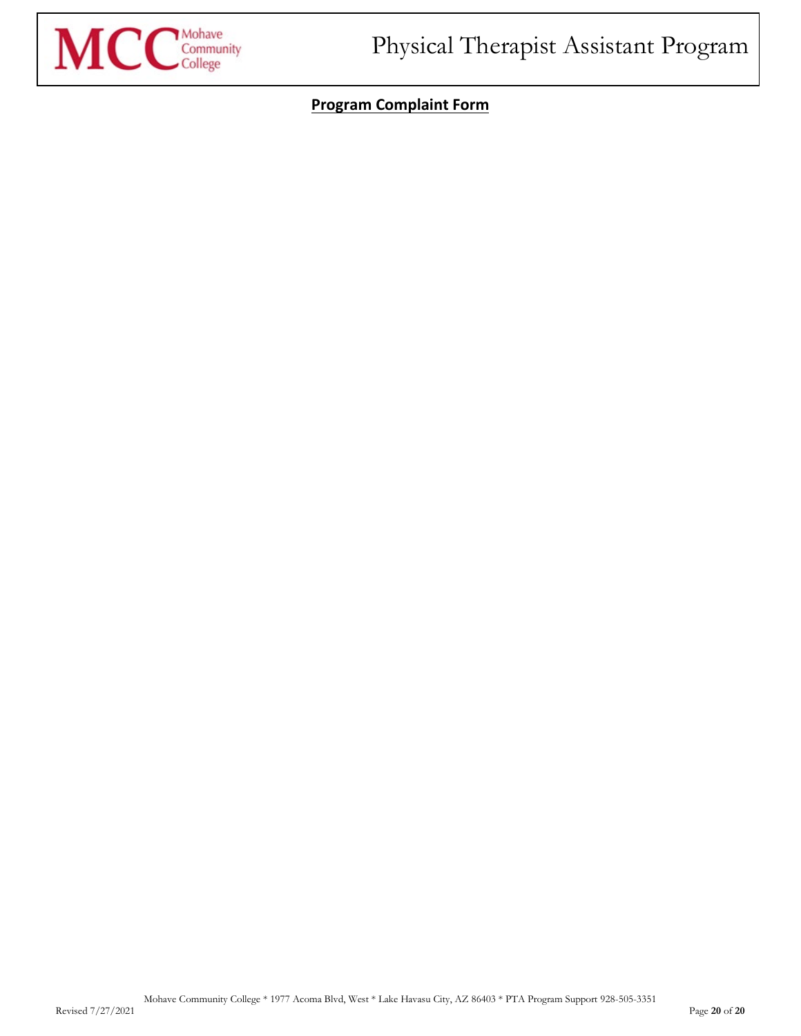**Program Complaint Form**